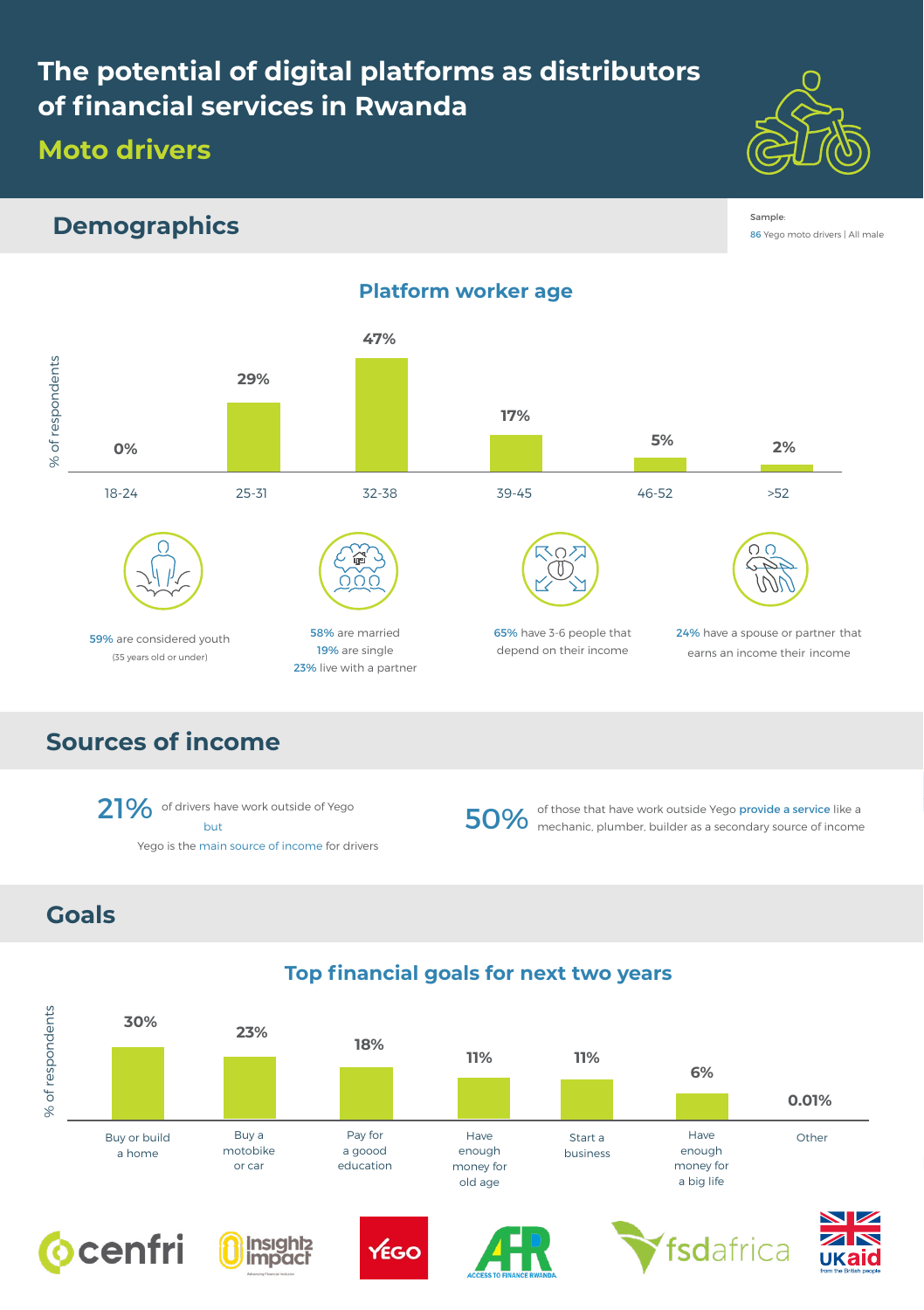# The potential of digital platforms as distributors of financial services in Rwanda

## Moto drivers

## Demographics

Sample:
86 Yego moto drivers | All male

### Platform worker age

| Age | % of respondents |
|---|---|
| 18-24 | 0% |
| 25-31 | 29% |
| 32-38 | 47% |
| 39-45 | 17% |
| 46-52 | 5% |
| >52 | 2% |

59% are considered youth
(35 years old or under)

58% are married
19% are single
23% live with a partner

65% have 3-6 people that depend on their income

24% have a spouse or partner that earns an income their income

## Sources of income

**21%** of drivers have work outside of Yego but Yego is the main source of income for drivers

**50%** of those that have work outside Yego provide a service like a mechanic, plumber, builder as a secondary source of income

## Goals

### Top financial goals for next two years

| Goal | % of respondents |
|---|---|
| Buy or build a home | 30% |
| Buy a motobike or car | 23% |
| Pay for a goood education | 18% |
| Have enough money for old age | 11% |
| Start a business | 11% |
| Have enough money for a big life | 6% |
| Other | 0.01% |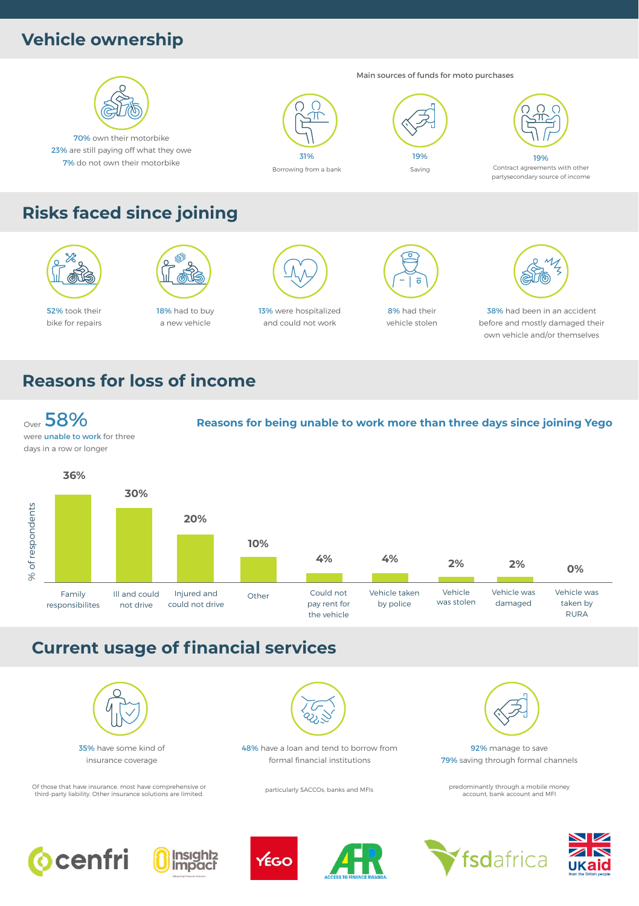## Vehicle ownership

70% own their motorbike
23% are still paying off what they owe
7% do not own their motorbike

Main sources of funds for moto purchases

31%
Borrowing from a bank

19%
Saving

19%
Contract agreements with other partysecondary source of income

## Risks faced since joining

52% took their bike for repairs

18% had to buy a new vehicle

13% were hospitalized and could not work

8% had their vehicle stolen

38% had been in an accident before and mostly damaged their own vehicle and/or themselves

## Reasons for loss of income

Over 58% were **unable to work** for three days in a row or longer

**Reasons for being unable to work more than three days since joining Yego**

% of respondents

36%
Family responsibilites

30%
Ill and could not drive

20%
Injured and could not drive

10%
Other

4%
Could not pay rent for the vehicle

4%
Vehicle taken by police

2%
Vehicle was stolen

2%
Vehicle was damaged

0%
Vehicle was taken by RURA

## Current usage of financial services

35% have some kind of insurance coverage

Of those that have insurance, most have comprehensive or third-party liability. Other insurance solutions are limited.

48% have a loan and tend to borrow from formal financial institutions

particularly SACCOs, banks and MFIs

92% manage to save
79% saving through formal channels

predominantly through a mobile money account, bank account and MFI

cenfri | Insight2Impact | YEGO | AFR Access to Finance Rwanda | fsdafrica | UKaid from the British people